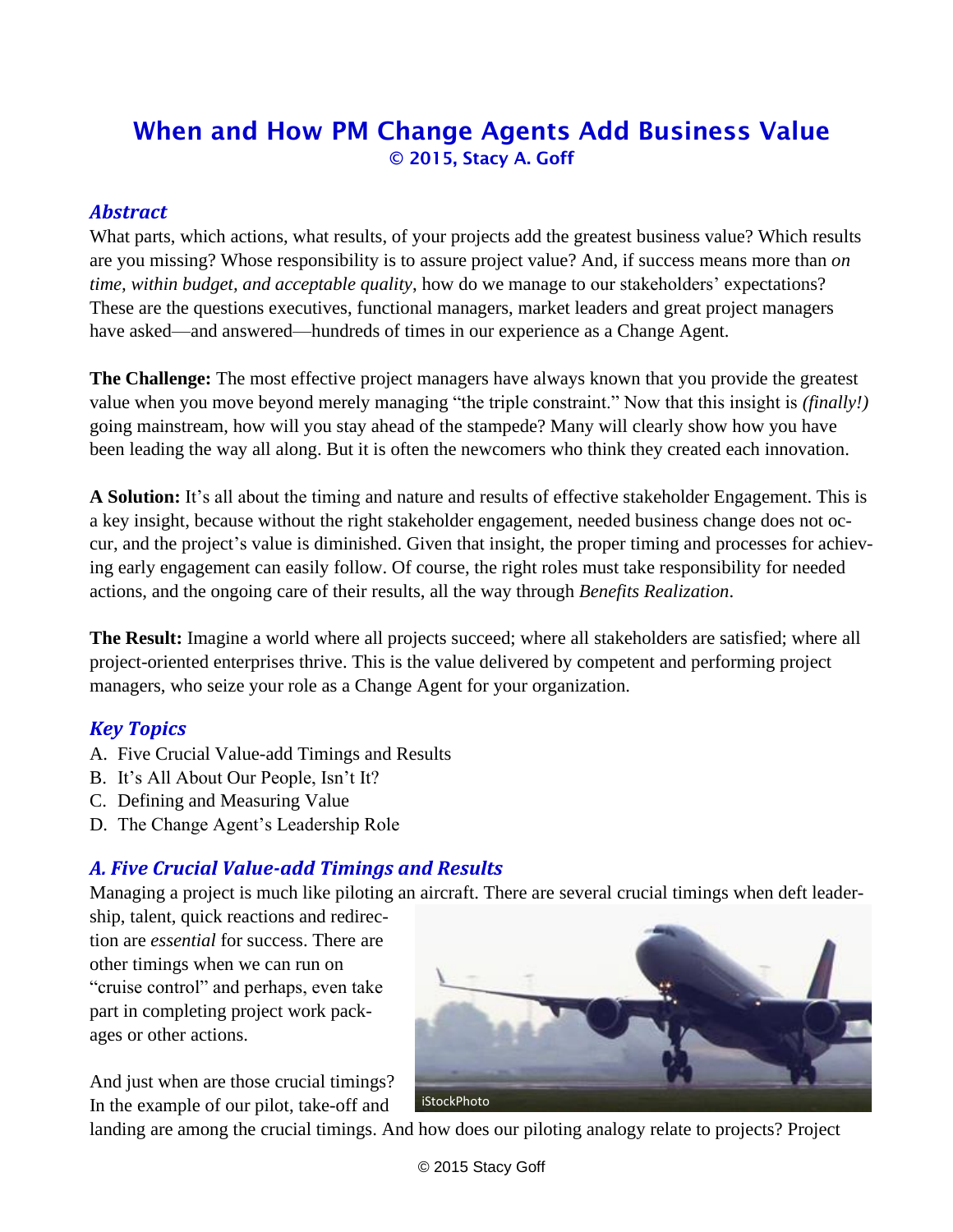# When and How PM Change Agents Add Business Value

**© 2015, Stacy A. Goff**

## *Abstract*

What parts, which actions, what results, of your projects add the greatest business value? Which results are you missing? Whose responsibility is to assure project value? And, if success means more than *on time, within budget, and acceptable quality*, how do we manage to our stakeholders' expectations? These are the questions executives, functional managers, market leaders and great project managers have asked—and answered—hundreds of times in our experience as a Change Agent.

**The Challenge:** The most effective project managers have always known that you provide the greatest value when you move beyond merely managing "the triple constraint." Now that this insight is *(finally!)* going mainstream, how will you stay ahead of the stampede? Many will clearly show how you have been leading the way all along. But it is often the newcomers who think they created each innovation.

**A Solution:** It's all about the timing and nature and results of effective stakeholder Engagement. This is a key insight, because without the right stakeholder engagement, needed business change does not occur, and the project's value is diminished. Given that insight, the proper timing and processes for achieving early engagement can easily follow. Of course, the right roles must take responsibility for needed actions, and the ongoing care of their results, all the way through *Benefits Realization*.

**The Result:** Imagine a world where all projects succeed; where all stakeholders are satisfied; where all project-oriented enterprises thrive. This is the value delivered by competent and performing project managers, who seize your role as a Change Agent for your organization.

## *Key Topics*

A. Five Crucial Value-add Timings and Results
B. It's All About Our People, Isn't It?
C. Defining and Measuring Value
D. The Change Agent's Leadership Role

## *A. Five Crucial Value-add Timings and Results*

Managing a project is much like piloting an aircraft. There are several crucial timings when deft leadership, talent, quick reactions and redirection are *essential* for success. There are other timings when we can run on "cruise control" and perhaps, even take part in completing project work packages or other actions.

iStockPhoto

And just when are those crucial timings? In the example of our pilot, take-off and landing are among the crucial timings. And how does our piloting analogy relate to projects? Project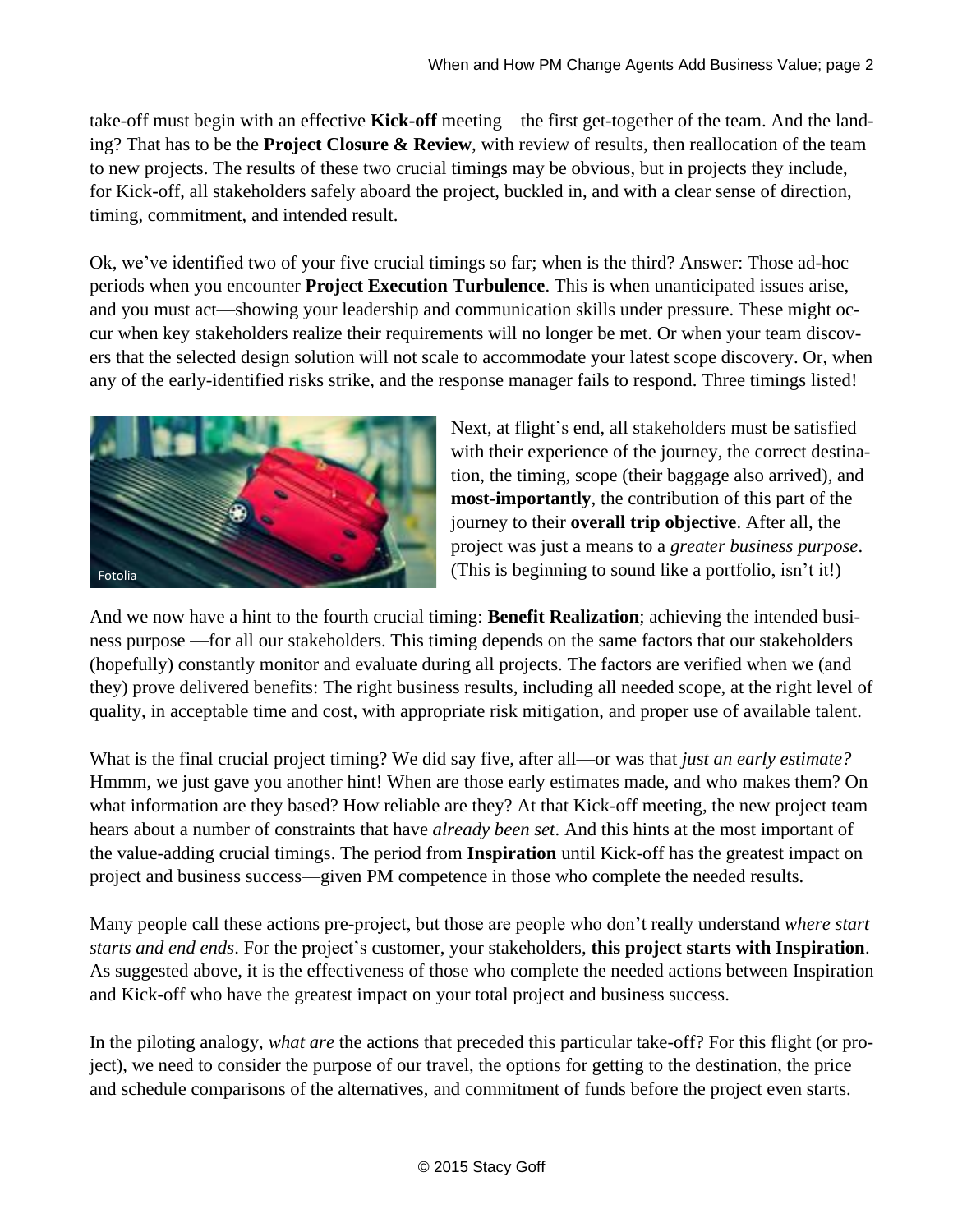take-off must begin with an effective **Kick-off** meeting—the first get-together of the team. And the landing? That has to be the **Project Closure & Review**, with review of results, then reallocation of the team to new projects. The results of these two crucial timings may be obvious, but in projects they include, for Kick-off, all stakeholders safely aboard the project, buckled in, and with a clear sense of direction, timing, commitment, and intended result.

Ok, we've identified two of your five crucial timings so far; when is the third? Answer: Those ad-hoc periods when you encounter **Project Execution Turbulence**. This is when unanticipated issues arise, and you must act—showing your leadership and communication skills under pressure. These might occur when key stakeholders realize their requirements will no longer be met. Or when your team discovers that the selected design solution will not scale to accommodate your latest scope discovery. Or, when any of the early-identified risks strike, and the response manager fails to respond. Three timings listed!

Fotolia

Next, at flight's end, all stakeholders must be satisfied with their experience of the journey, the correct destination, the timing, scope (their baggage also arrived), and **most-importantly**, the contribution of this part of the journey to their **overall trip objective**. After all, the project was just a means to a *greater business purpose*. (This is beginning to sound like a portfolio, isn't it!)

And we now have a hint to the fourth crucial timing: **Benefit Realization**; achieving the intended business purpose —for all our stakeholders. This timing depends on the same factors that our stakeholders (hopefully) constantly monitor and evaluate during all projects. The factors are verified when we (and they) prove delivered benefits: The right business results, including all needed scope, at the right level of quality, in acceptable time and cost, with appropriate risk mitigation, and proper use of available talent.

What is the final crucial project timing? We did say five, after all—or was that *just an early estimate?* Hmmm, we just gave you another hint! When are those early estimates made, and who makes them? On what information are they based? How reliable are they? At that Kick-off meeting, the new project team hears about a number of constraints that have *already been set*. And this hints at the most important of the value-adding crucial timings. The period from **Inspiration** until Kick-off has the greatest impact on project and business success—given PM competence in those who complete the needed results.

Many people call these actions pre-project, but those are people who don't really understand *where start starts and end ends*. For the project's customer, your stakeholders, **this project starts with Inspiration**. As suggested above, it is the effectiveness of those who complete the needed actions between Inspiration and Kick-off who have the greatest impact on your total project and business success.

In the piloting analogy, *what are* the actions that preceded this particular take-off? For this flight (or project), we need to consider the purpose of our travel, the options for getting to the destination, the price and schedule comparisons of the alternatives, and commitment of funds before the project even starts.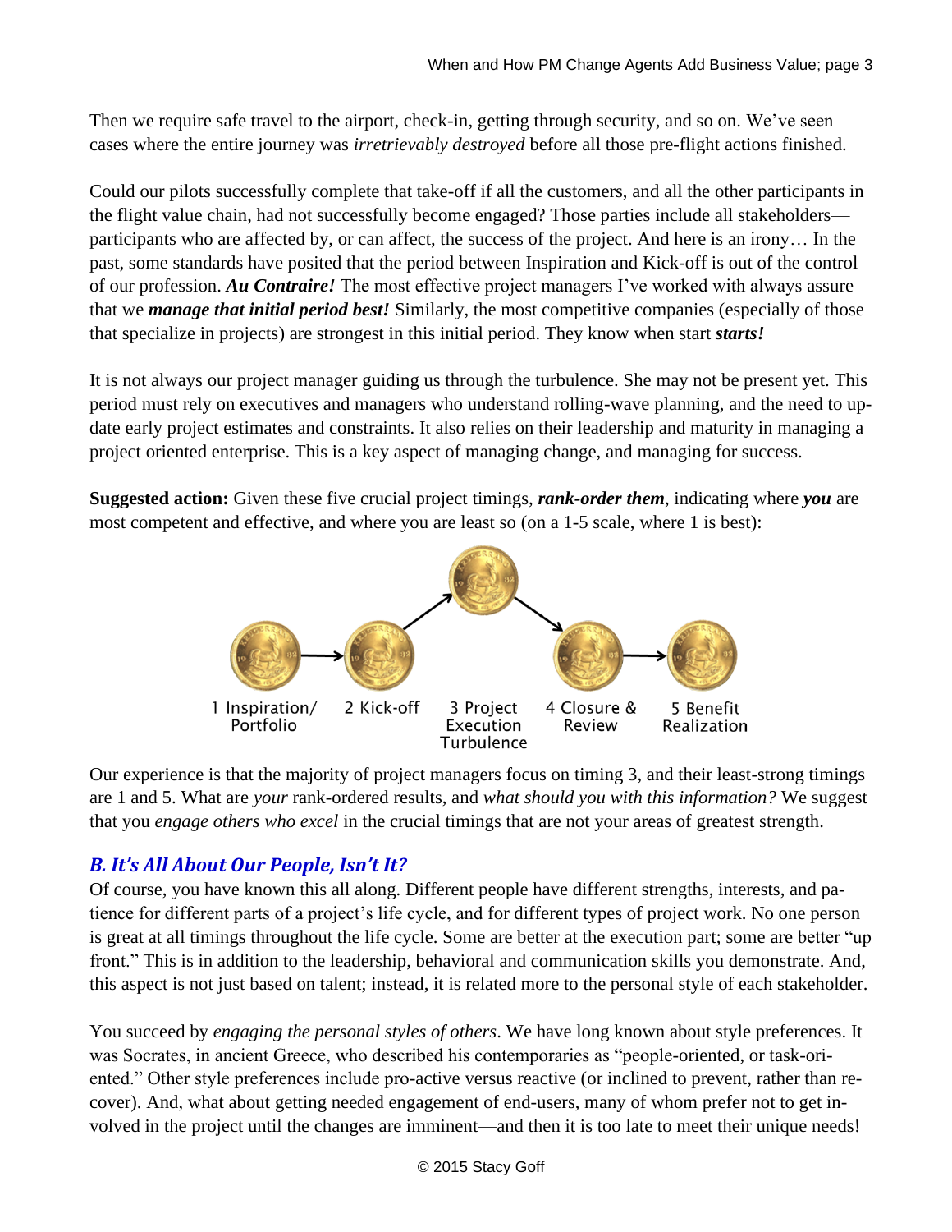Then we require safe travel to the airport, check-in, getting through security, and so on. We've seen cases where the entire journey was *irretrievably destroyed* before all those pre-flight actions finished.

Could our pilots successfully complete that take-off if all the customers, and all the other participants in the flight value chain, had not successfully become engaged? Those parties include all stakeholders—participants who are affected by, or can affect, the success of the project. And here is an irony… In the past, some standards have posited that the period between Inspiration and Kick-off is out of the control of our profession. ***Au Contraire!*** The most effective project managers I've worked with always assure that we ***manage that initial period best!*** Similarly, the most competitive companies (especially of those that specialize in projects) are strongest in this initial period. They know when start ***starts!***

It is not always our project manager guiding us through the turbulence. She may not be present yet. This period must rely on executives and managers who understand rolling-wave planning, and the need to update early project estimates and constraints. It also relies on their leadership and maturity in managing a project oriented enterprise. This is a key aspect of managing change, and managing for success.

**Suggested action:** Given these five crucial project timings, ***rank-order them***, indicating where ***you*** are most competent and effective, and where you are least so (on a 1-5 scale, where 1 is best):

1 Inspiration/ Portfolio → 2 Kick-off → 3 Project Execution Turbulence → 4 Closure & Review → 5 Benefit Realization

Our experience is that the majority of project managers focus on timing 3, and their least-strong timings are 1 and 5. What are *your* rank-ordered results, and *what should you with this information?* We suggest that you *engage others who excel* in the crucial timings that are not your areas of greatest strength.

## *B. It's All About Our People, Isn't It?*

Of course, you have known this all along. Different people have different strengths, interests, and patience for different parts of a project's life cycle, and for different types of project work. No one person is great at all timings throughout the life cycle. Some are better at the execution part; some are better "up front." This is in addition to the leadership, behavioral and communication skills you demonstrate. And, this aspect is not just based on talent; instead, it is related more to the personal style of each stakeholder.

You succeed by *engaging the personal styles of others*. We have long known about style preferences. It was Socrates, in ancient Greece, who described his contemporaries as "people-oriented, or task-oriented." Other style preferences include pro-active versus reactive (or inclined to prevent, rather than recover). And, what about getting needed engagement of end-users, many of whom prefer not to get involved in the project until the changes are imminent—and then it is too late to meet their unique needs!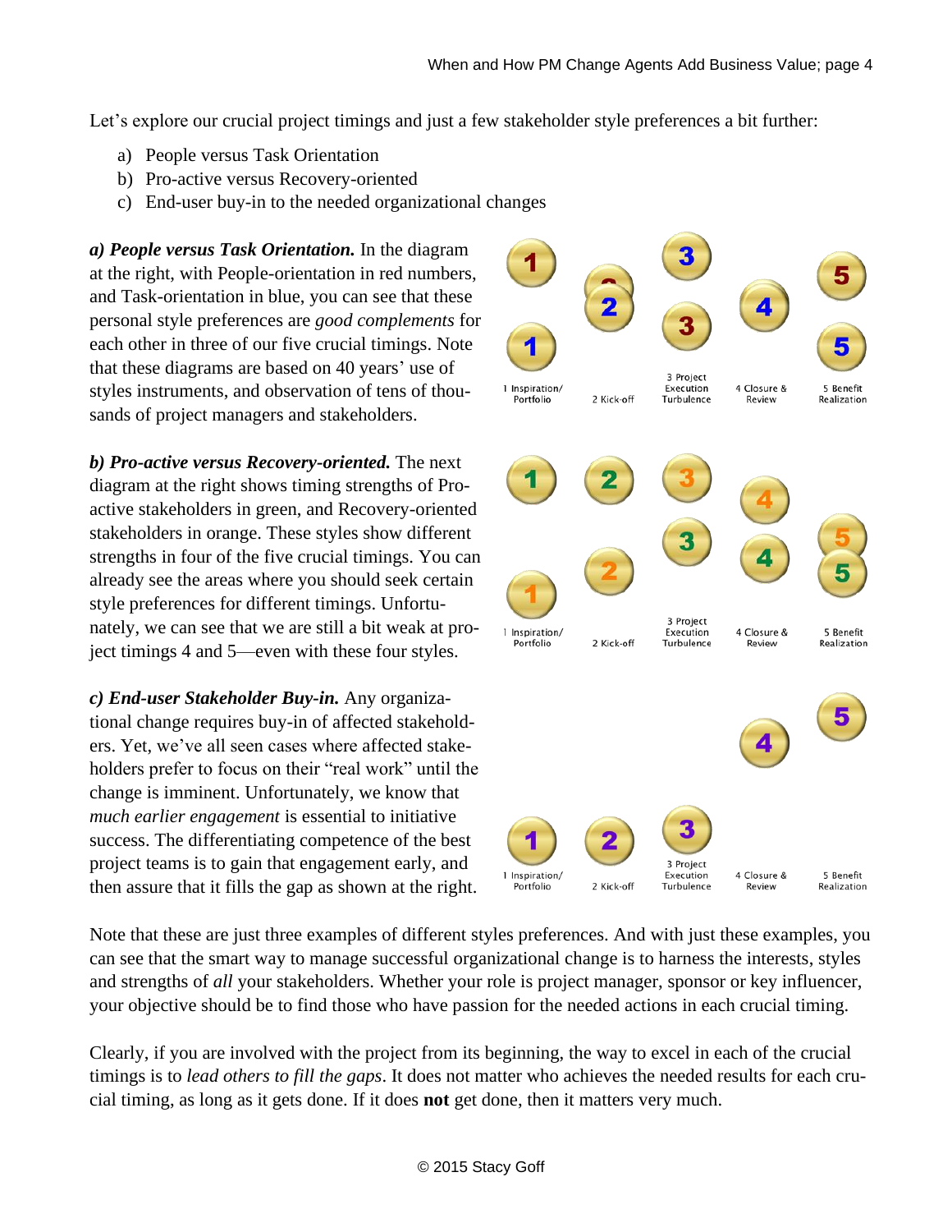Let's explore our crucial project timings and just a few stakeholder style preferences a bit further:

a) People versus Task Orientation
b) Pro-active versus Recovery-oriented
c) End-user buy-in to the needed organizational changes

***a) People versus Task Orientation.*** In the diagram at the right, with People-orientation in red numbers, and Task-orientation in blue, you can see that these personal style preferences are *good complements* for each other in three of our five crucial timings. Note that these diagrams are based on 40 years' use of styles instruments, and observation of tens of thousands of project managers and stakeholders.

***b) Pro-active versus Recovery-oriented.*** The next diagram at the right shows timing strengths of Pro-active stakeholders in green, and Recovery-oriented stakeholders in orange. These styles show different strengths in four of the five crucial timings. You can already see the areas where you should seek certain style preferences for different timings. Unfortunately, we can see that we are still a bit weak at project timings 4 and 5—even with these four styles.

***c) End-user Stakeholder Buy-in.*** Any organizational change requires buy-in of affected stakeholders. Yet, we've all seen cases where affected stakeholders prefer to focus on their "real work" until the change is imminent. Unfortunately, we know that *much earlier engagement* is essential to initiative success. The differentiating competence of the best project teams is to gain that engagement early, and then assure that it fills the gap as shown at the right.

Note that these are just three examples of different styles preferences. And with just these examples, you can see that the smart way to manage successful organizational change is to harness the interests, styles and strengths of *all* your stakeholders. Whether your role is project manager, sponsor or key influencer, your objective should be to find those who have passion for the needed actions in each crucial timing.

Clearly, if you are involved with the project from its beginning, the way to excel in each of the crucial timings is to *lead others to fill the gaps*. It does not matter who achieves the needed results for each crucial timing, as long as it gets done. If it does **not** get done, then it matters very much.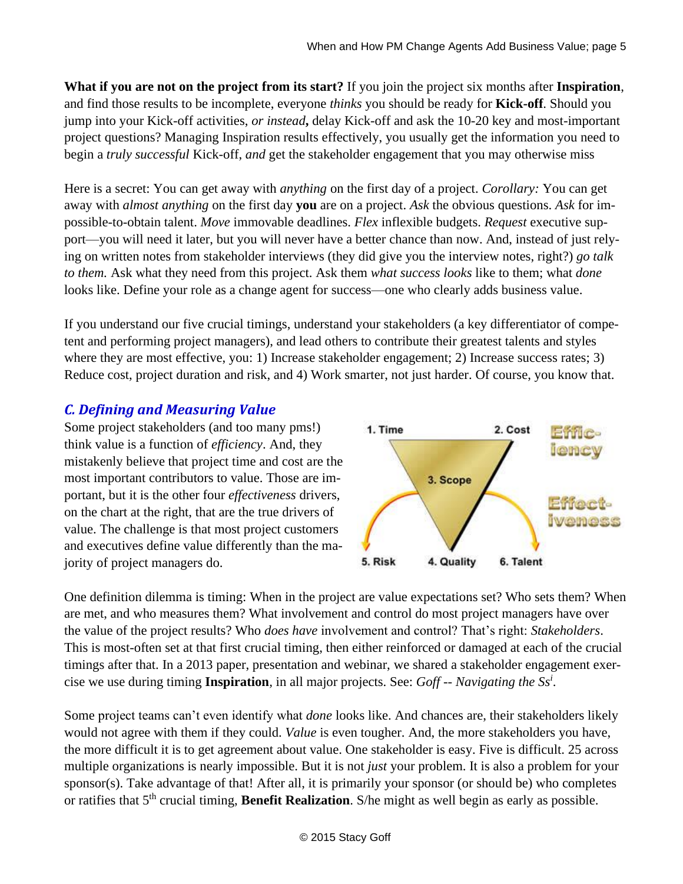**What if you are not on the project from its start?** If you join the project six months after **Inspiration**, and find those results to be incomplete, everyone *thinks* you should be ready for **Kick-off**. Should you jump into your Kick-off activities, *or instead***,** delay Kick-off and ask the 10-20 key and most-important project questions? Managing Inspiration results effectively, you usually get the information you need to begin a *truly successful* Kick-off, *and* get the stakeholder engagement that you may otherwise miss

Here is a secret: You can get away with *anything* on the first day of a project. *Corollary:* You can get away with *almost anything* on the first day **you** are on a project. *Ask* the obvious questions. *Ask* for impossible-to-obtain talent. *Move* immovable deadlines. *Flex* inflexible budgets. *Request* executive support—you will need it later, but you will never have a better chance than now. And, instead of just relying on written notes from stakeholder interviews (they did give you the interview notes, right?) *go talk to them.* Ask what they need from this project. Ask them *what success looks* like to them; what *done* looks like. Define your role as a change agent for success—one who clearly adds business value.

If you understand our five crucial timings, understand your stakeholders (a key differentiator of competent and performing project managers), and lead others to contribute their greatest talents and styles where they are most effective, you: 1) Increase stakeholder engagement; 2) Increase success rates; 3) Reduce cost, project duration and risk, and 4) Work smarter, not just harder. Of course, you know that.

## *C. Defining and Measuring Value*

Some project stakeholders (and too many pms!) think value is a function of *efficiency*. And, they mistakenly believe that project time and cost are the most important contributors to value. Those are important, but it is the other four *effectiveness* drivers, on the chart at the right, that are the true drivers of value. The challenge is that most project customers and executives define value differently than the majority of project managers do.

1. Time 2. Cost Efficiency 3. Scope Effectiveness 5. Risk 4. Quality 6. Talent

One definition dilemma is timing: When in the project are value expectations set? Who sets them? When are met, and who measures them? What involvement and control do most project managers have over the value of the project results? Who *does have* involvement and control? That's right: *Stakeholders*. This is most-often set at that first crucial timing, then either reinforced or damaged at each of the crucial timings after that. In a 2013 paper, presentation and webinar, we shared a stakeholder engagement exercise we use during timing **Inspiration**, in all major projects. See: *Goff -- Navigating the Ss*[i].

Some project teams can't even identify what *done* looks like. And chances are, their stakeholders likely would not agree with them if they could. *Value* is even tougher. And, the more stakeholders you have, the more difficult it is to get agreement about value. One stakeholder is easy. Five is difficult. 25 across multiple organizations is nearly impossible. But it is not *just* your problem. It is also a problem for your sponsor(s). Take advantage of that! After all, it is primarily your sponsor (or should be) who completes or ratifies that 5th crucial timing, **Benefit Realization**. S/he might as well begin as early as possible.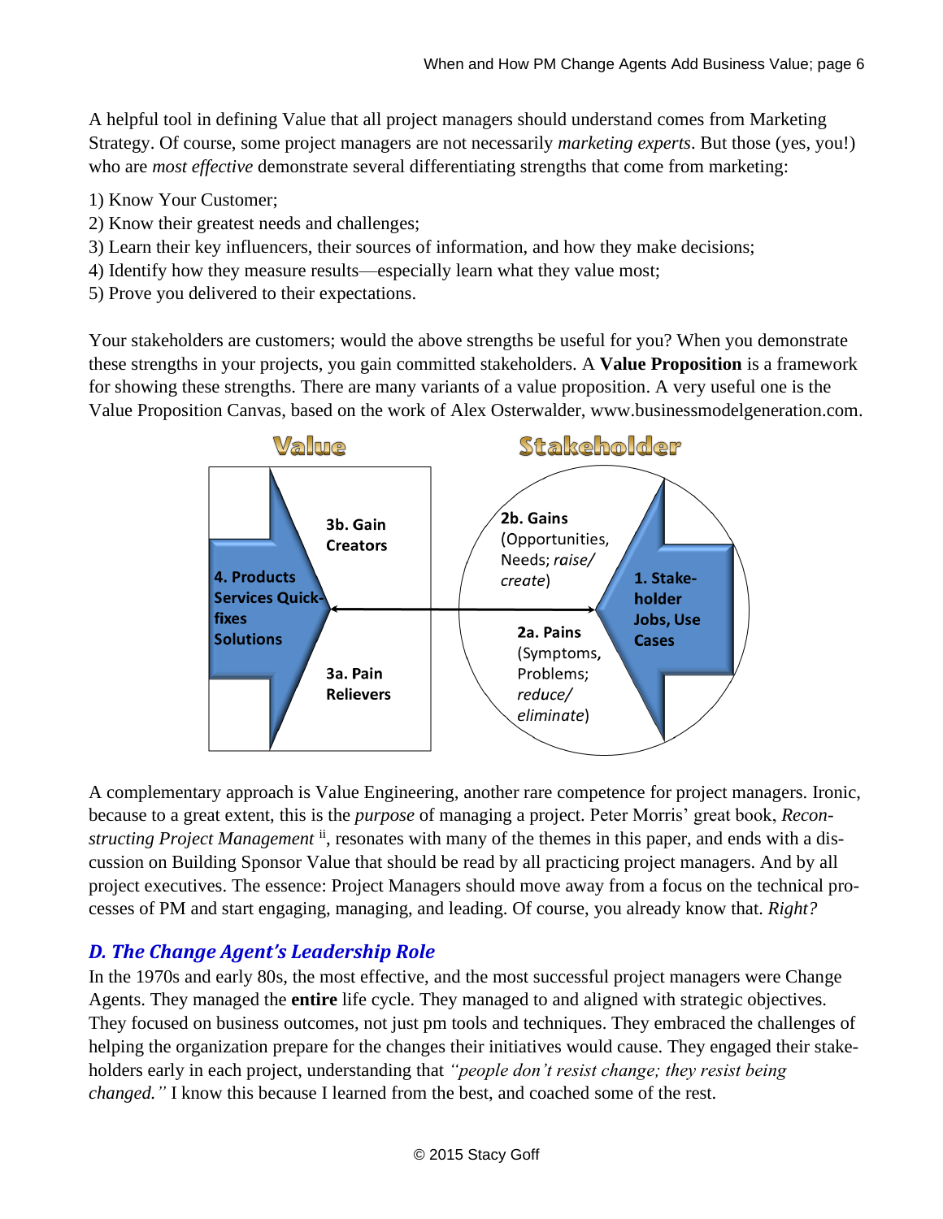A helpful tool in defining Value that all project managers should understand comes from Marketing Strategy. Of course, some project managers are not necessarily *marketing experts*. But those (yes, you!) who are *most effective* demonstrate several differentiating strengths that come from marketing:

1) Know Your Customer;
2) Know their greatest needs and challenges;
3) Learn their key influencers, their sources of information, and how they make decisions;
4) Identify how they measure results—especially learn what they value most;
5) Prove you delivered to their expectations.

Your stakeholders are customers; would the above strengths be useful for you? When you demonstrate these strengths in your projects, you gain committed stakeholders. A **Value Proposition** is a framework for showing these strengths. There are many variants of a value proposition. A very useful one is the Value Proposition Canvas, based on the work of Alex Osterwalder, www.businessmodelgeneration.com.

**Value**

**3b. Gain Creators**

**4. Products Services Quick-fixes Solutions**

**3a. Pain Relievers**

**Stakeholder**

**2b. Gains** (Opportunities, Needs; *raise/ create*)

**1. Stake-holder Jobs, Use Cases**

**2a. Pains** (Symptoms, Problems; *reduce/ eliminate*)

A complementary approach is Value Engineering, another rare competence for project managers. Ironic, because to a great extent, this is the *purpose* of managing a project. Peter Morris' great book, *Reconstructing Project Management* [ii], resonates with many of the themes in this paper, and ends with a discussion on Building Sponsor Value that should be read by all practicing project managers. And by all project executives. The essence: Project Managers should move away from a focus on the technical processes of PM and start engaging, managing, and leading. Of course, you already know that. *Right?*

### *D. The Change Agent's Leadership Role*

In the 1970s and early 80s, the most effective, and the most successful project managers were Change Agents. They managed the **entire** life cycle. They managed to and aligned with strategic objectives. They focused on business outcomes, not just pm tools and techniques. They embraced the challenges of helping the organization prepare for the changes their initiatives would cause. They engaged their stakeholders early in each project, understanding that *"people don't resist change; they resist being changed."* I know this because I learned from the best, and coached some of the rest.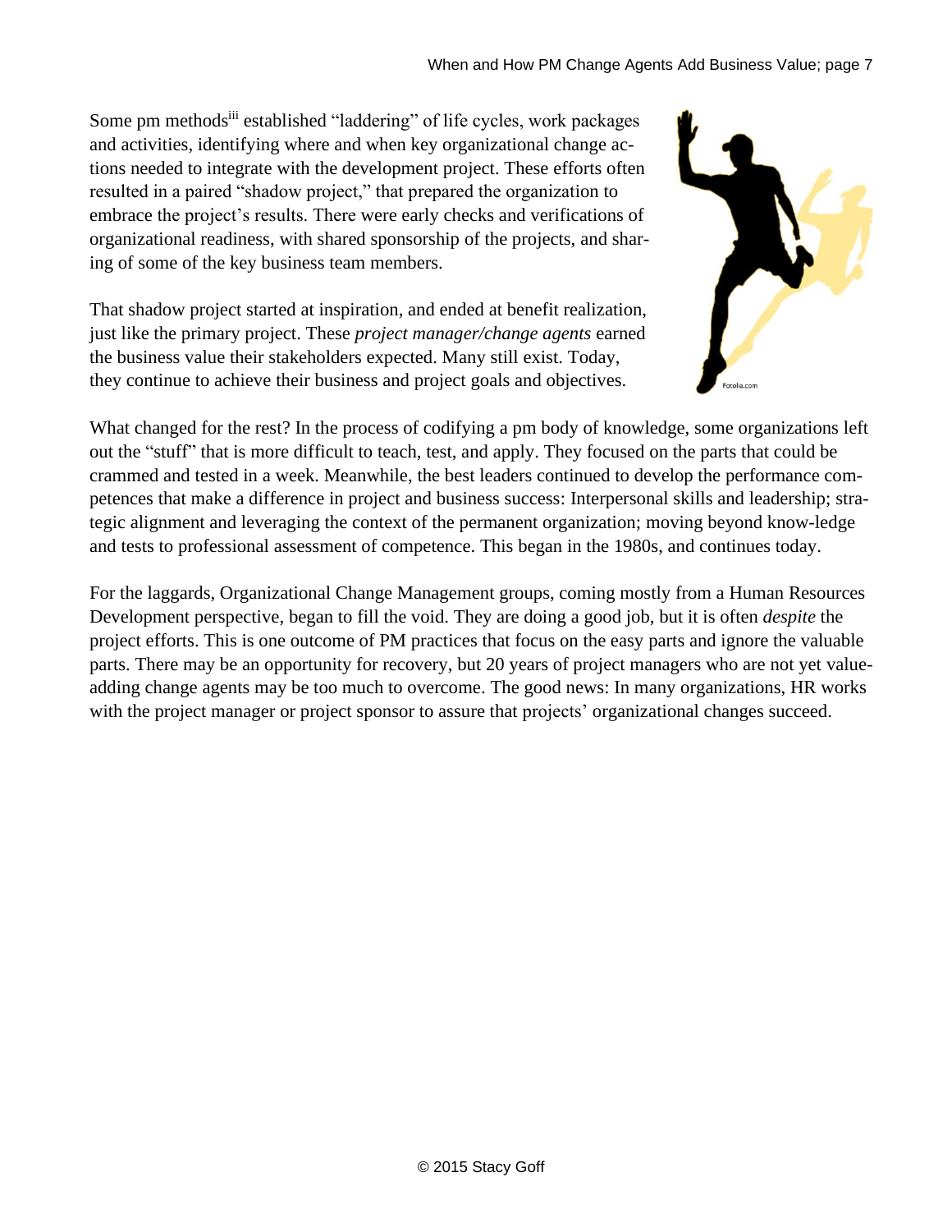Some pm methods[iii] established "laddering" of life cycles, work packages and activities, identifying where and when key organizational change actions needed to integrate with the development project. These efforts often resulted in a paired "shadow project," that prepared the organization to embrace the project's results. There were early checks and verifications of organizational readiness, with shared sponsorship of the projects, and sharing of some of the key business team members.

That shadow project started at inspiration, and ended at benefit realization, just like the primary project. These *project manager/change agents* earned the business value their stakeholders expected. Many still exist. Today, they continue to achieve their business and project goals and objectives.

What changed for the rest? In the process of codifying a pm body of knowledge, some organizations left out the "stuff" that is more difficult to teach, test, and apply. They focused on the parts that could be crammed and tested in a week. Meanwhile, the best leaders continued to develop the performance competences that make a difference in project and business success: Interpersonal skills and leadership; strategic alignment and leveraging the context of the permanent organization; moving beyond know-ledge and tests to professional assessment of competence. This began in the 1980s, and continues today.

For the laggards, Organizational Change Management groups, coming mostly from a Human Resources Development perspective, began to fill the void. They are doing a good job, but it is often *despite* the project efforts. This is one outcome of PM practices that focus on the easy parts and ignore the valuable parts. There may be an opportunity for recovery, but 20 years of project managers who are not yet value-adding change agents may be too much to overcome. The good news: In many organizations, HR works with the project manager or project sponsor to assure that projects' organizational changes succeed.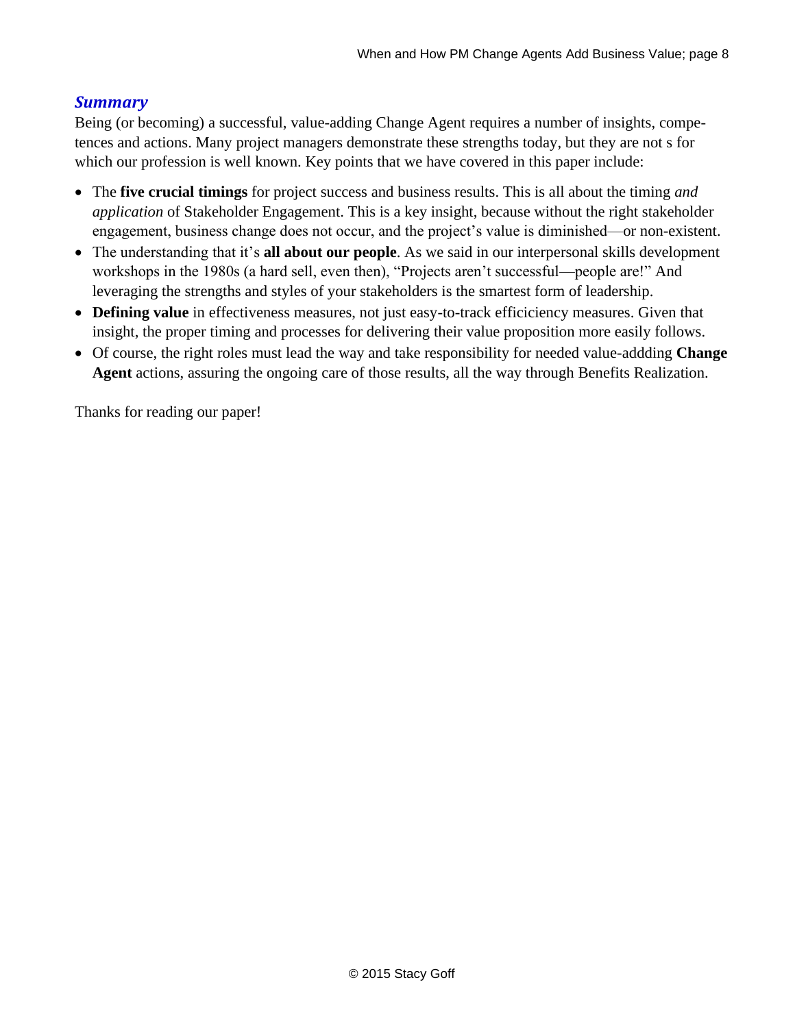## *Summary*

Being (or becoming) a successful, value-adding Change Agent requires a number of insights, competences and actions. Many project managers demonstrate these strengths today, but they are not s for which our profession is well known. Key points that we have covered in this paper include:

- The **five crucial timings** for project success and business results. This is all about the timing *and application* of Stakeholder Engagement. This is a key insight, because without the right stakeholder engagement, business change does not occur, and the project's value is diminished—or non-existent.
- The understanding that it's **all about our people**. As we said in our interpersonal skills development workshops in the 1980s (a hard sell, even then), "Projects aren't successful—people are!" And leveraging the strengths and styles of your stakeholders is the smartest form of leadership.
- **Defining value** in effectiveness measures, not just easy-to-track efficiciency measures. Given that insight, the proper timing and processes for delivering their value proposition more easily follows.
- Of course, the right roles must lead the way and take responsibility for needed value-addding **Change Agent** actions, assuring the ongoing care of those results, all the way through Benefits Realization.

Thanks for reading our paper!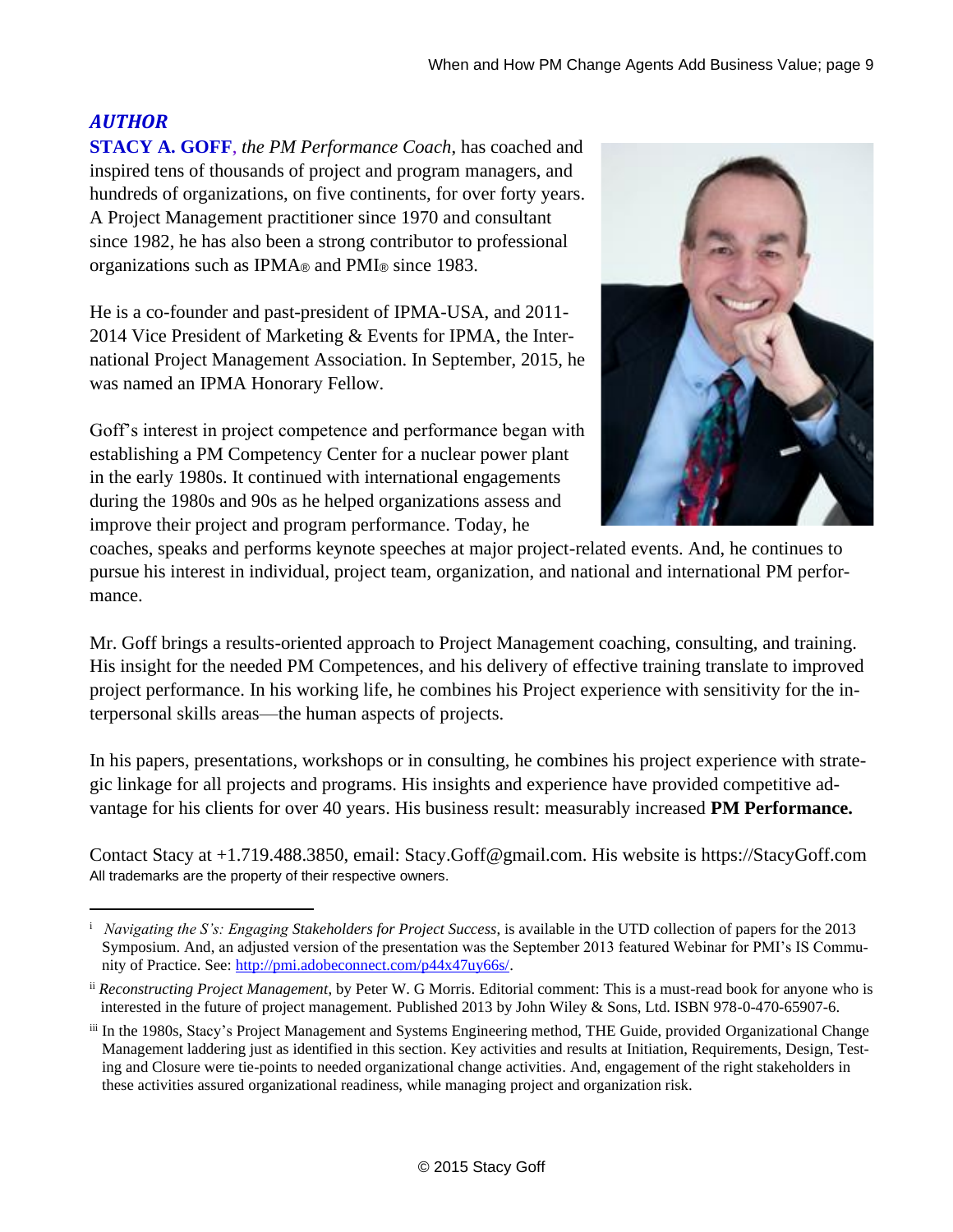## *AUTHOR*

**STACY A. GOFF**, *the PM Performance Coach*, has coached and inspired tens of thousands of project and program managers, and hundreds of organizations, on five continents, for over forty years. A Project Management practitioner since 1970 and consultant since 1982, he has also been a strong contributor to professional organizations such as IPMA® and PMI® since 1983.

He is a co-founder and past-president of IPMA-USA, and 2011-2014 Vice President of Marketing & Events for IPMA, the International Project Management Association. In September, 2015, he was named an IPMA Honorary Fellow.

Goff's interest in project competence and performance began with establishing a PM Competency Center for a nuclear power plant in the early 1980s. It continued with international engagements during the 1980s and 90s as he helped organizations assess and improve their project and program performance. Today, he coaches, speaks and performs keynote speeches at major project-related events. And, he continues to pursue his interest in individual, project team, organization, and national and international PM performance.

Mr. Goff brings a results-oriented approach to Project Management coaching, consulting, and training. His insight for the needed PM Competences, and his delivery of effective training translate to improved project performance. In his working life, he combines his Project experience with sensitivity for the interpersonal skills areas—the human aspects of projects.

In his papers, presentations, workshops or in consulting, he combines his project experience with strategic linkage for all projects and programs. His insights and experience have provided competitive advantage for his clients for over 40 years. His business result: measurably increased **PM Performance.**

Contact Stacy at +1.719.488.3850, email: Stacy.Goff@gmail.com. His website is https://StacyGoff.com
All trademarks are the property of their respective owners.

---

[i] *Navigating the S's: Engaging Stakeholders for Project Success*, is available in the UTD collection of papers for the 2013 Symposium. And, an adjusted version of the presentation was the September 2013 featured Webinar for PMI's IS Community of Practice. See: [http://pmi.adobeconnect.com/p44x47uy66s/](http://pmi.adobeconnect.com/p44x47uy66s/).

[ii] *Reconstructing Project Management*, by Peter W. G Morris. Editorial comment: This is a must-read book for anyone who is interested in the future of project management. Published 2013 by John Wiley & Sons, Ltd. ISBN 978-0-470-65907-6.

[iii] In the 1980s, Stacy's Project Management and Systems Engineering method, THE Guide, provided Organizational Change Management laddering just as identified in this section. Key activities and results at Initiation, Requirements, Design, Testing and Closure were tie-points to needed organizational change activities. And, engagement of the right stakeholders in these activities assured organizational readiness, while managing project and organization risk.

© 2015 Stacy Goff